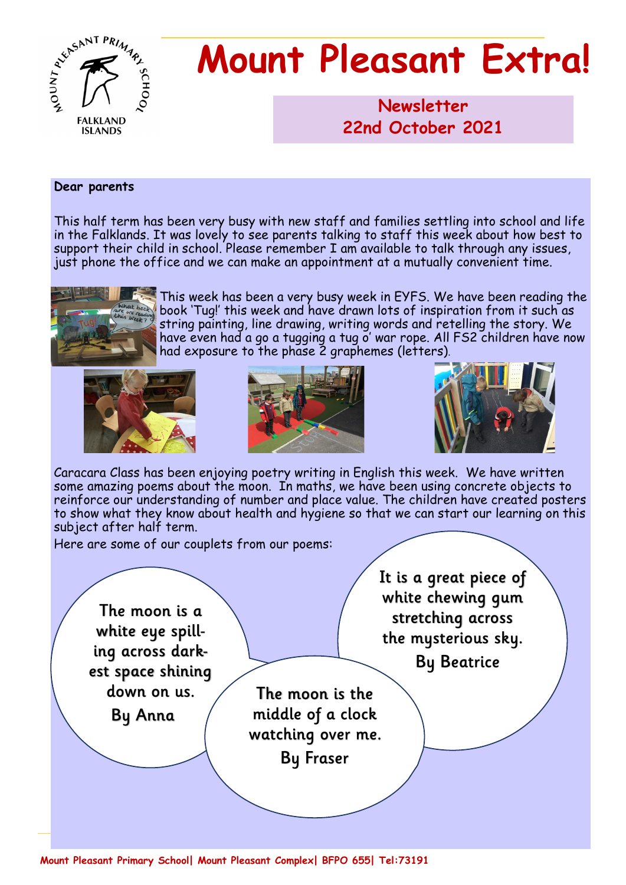# Mount Pleasant Extra!

**Newsletter**
**22nd October 2021**

**Dear parents**

This half term has been very busy with new staff and families settling into school and life in the Falklands. It was lovely to see parents talking to staff this week about how best to support their child in school. Please remember I am available to talk through any issues, just phone the office and we can make an appointment at a mutually convenient time.

This week has been a very busy week in EYFS. We have been reading the book 'Tug!' this week and have drawn lots of inspiration from it such as string painting, line drawing, writing words and retelling the story. We have even had a go a tugging a tug o' war rope. All FS2 children have now had exposure to the phase 2 graphemes (letters).

Caracara Class has been enjoying poetry writing in English this week. We have written some amazing poems about the moon. In maths, we have been using concrete objects to reinforce our understanding of number and place value. The children have created posters to show what they know about health and hygiene so that we can start our learning on this subject after half term.

Here are some of our couplets from our poems:

The moon is a white eye spilling across darkest space shining down on us.
By Anna

It is a great piece of white chewing gum stretching across the mysterious sky.
By Beatrice

The moon is the middle of a clock watching over me.
By Fraser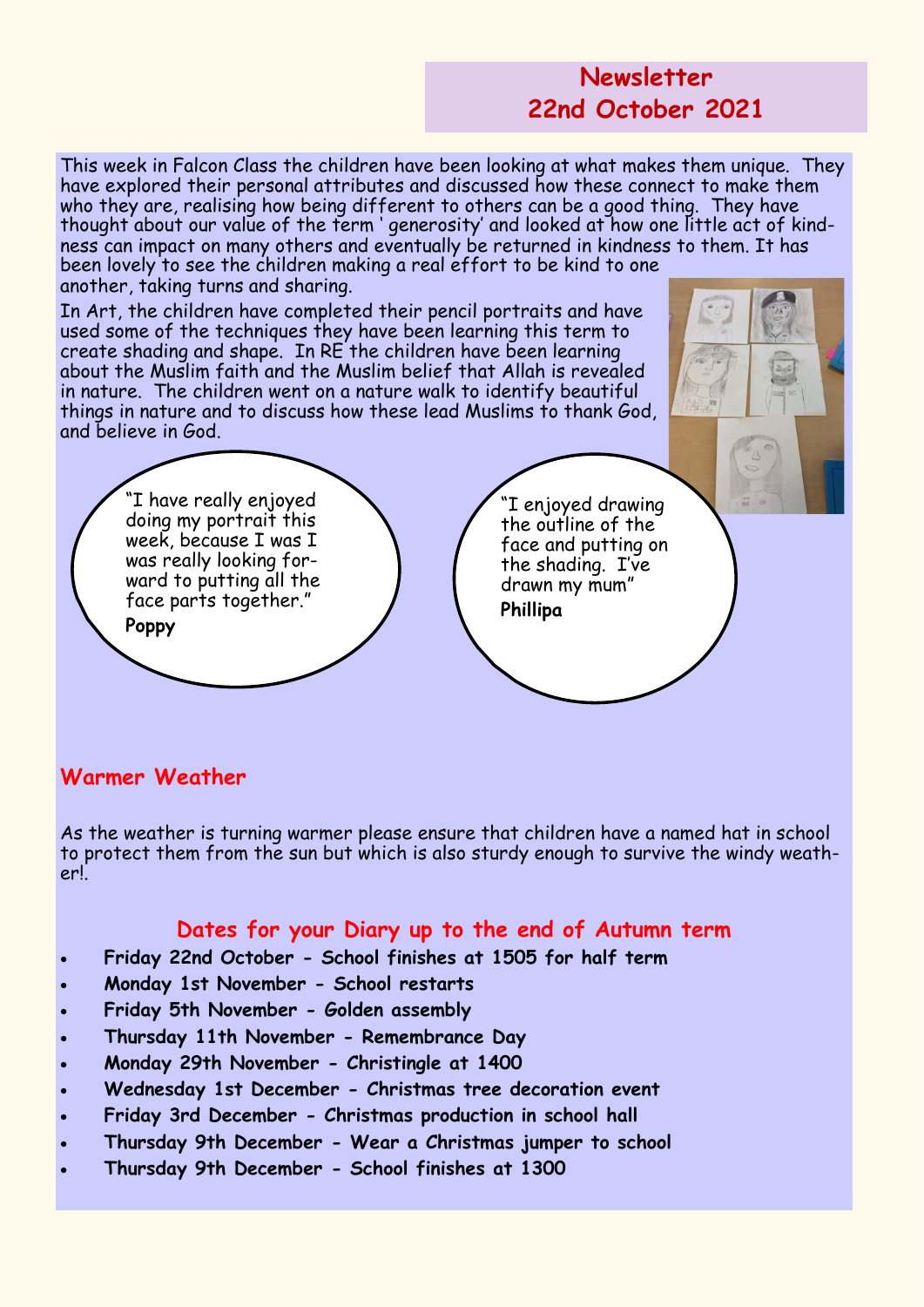# Newsletter
## 22nd October 2021

This week in Falcon Class the children have been looking at what makes them unique. They have explored their personal attributes and discussed how these connect to make them who they are, realising how being different to others can be a good thing. They have thought about our value of the term ' generosity' and looked at how one little act of kindness can impact on many others and eventually be returned in kindness to them. It has been lovely to see the children making a real effort to be kind to one another, taking turns and sharing.

In Art, the children have completed their pencil portraits and have used some of the techniques they have been learning this term to create shading and shape. In RE the children have been learning about the Muslim faith and the Muslim belief that Allah is revealed in nature. The children went on a nature walk to identify beautiful things in nature and to discuss how these lead Muslims to thank God, and believe in God.

"I have really enjoyed doing my portrait this week, because I was I was really looking forward to putting all the face parts together."
**Poppy**

"I enjoyed drawing the outline of the face and putting on the shading. I've drawn my mum"
**Phillipa**

## Warmer Weather

As the weather is turning warmer please ensure that children have a named hat in school to protect them from the sun but which is also sturdy enough to survive the windy weather!.

### Dates for your Diary up to the end of Autumn term

- **Friday 22nd October - School finishes at 1505 for half term**
- **Monday 1st November - School restarts**
- **Friday 5th November - Golden assembly**
- **Thursday 11th November - Remembrance Day**
- **Monday 29th November - Christingle at 1400**
- **Wednesday 1st December - Christmas tree decoration event**
- **Friday 3rd December - Christmas production in school hall**
- **Thursday 9th December - Wear a Christmas jumper to school**
- **Thursday 9th December - School finishes at 1300**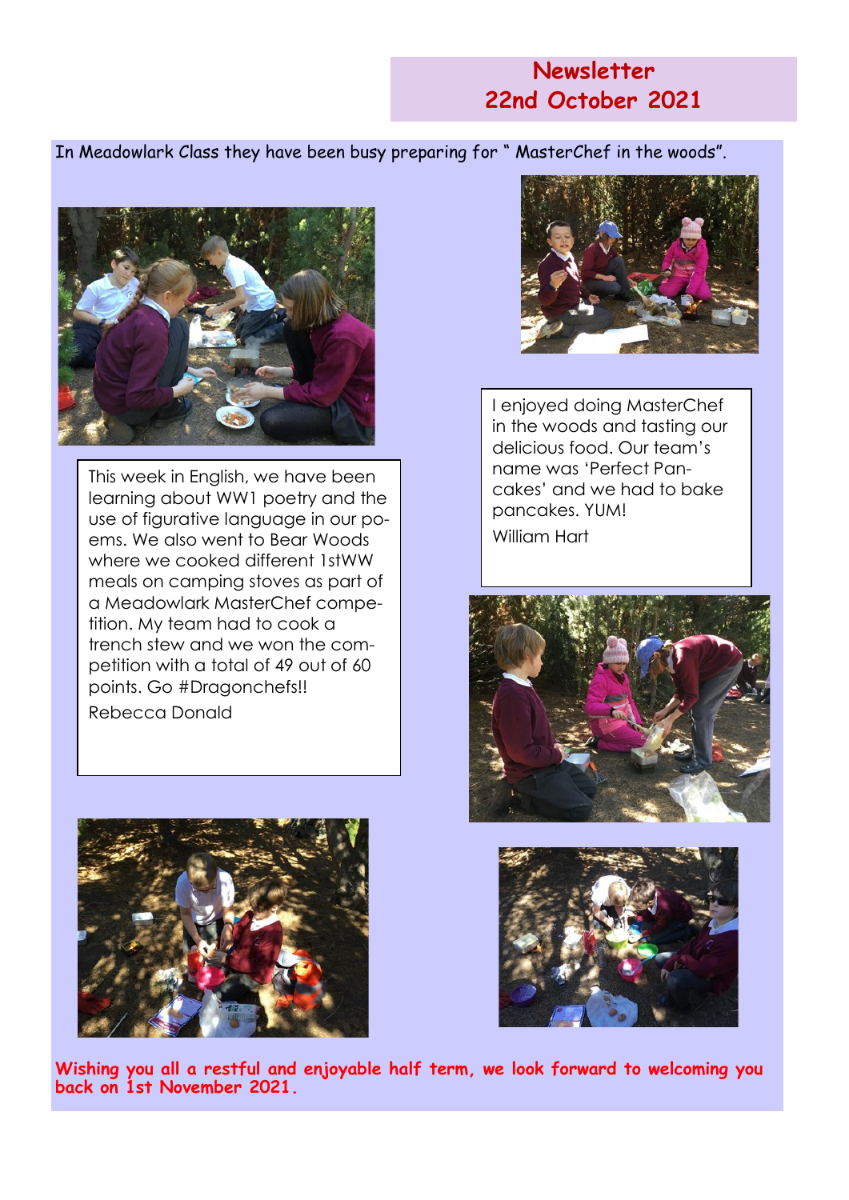# Newsletter
# 22nd October 2021

In Meadowlark Class they have been busy preparing for " MasterChef in the woods".

This week in English, we have been learning about WW1 poetry and the use of figurative language in our poems. We also went to Bear Woods where we cooked different 1stWW meals on camping stoves as part of a Meadowlark MasterChef competition. My team had to cook a trench stew and we won the competition with a total of 49 out of 60 points. Go #Dragonchefs!!

Rebecca Donald

I enjoyed doing MasterChef in the woods and tasting our delicious food. Our team's name was 'Perfect Pancakes' and we had to bake pancakes. YUM!

William Hart

**Wishing you all a restful and enjoyable half term, we look forward to welcoming you back on 1st November 2021.**